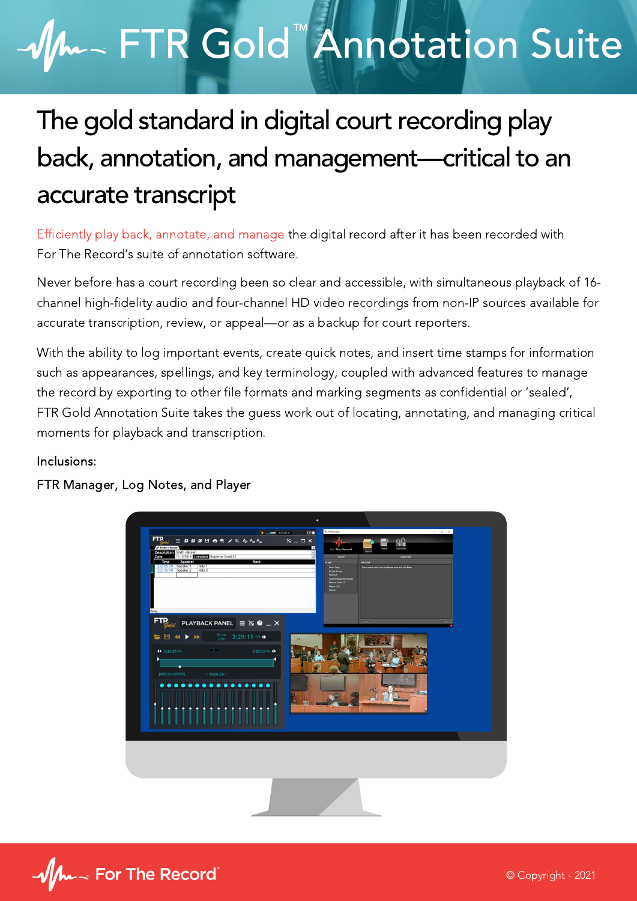# FTR Gold™ Annotation Suite

## The gold standard in digital court recording play back, annotation, and management—critical to an accurate transcript

Efficiently play back, annotate, and manage the digital record after it has been recorded with For The Record's suite of annotation software.

Never before has a court recording been so clear and accessible, with simultaneous playback of 16-channel high-fidelity audio and four-channel HD video recordings from non-IP sources available for accurate transcription, review, or appeal—or as a backup for court reporters.

With the ability to log important events, create quick notes, and insert time stamps for information such as appearances, spellings, and key terminology, coupled with advanced features to manage the record by exporting to other file formats and marking segments as confidential or 'sealed', FTR Gold Annotation Suite takes the guess work out of locating, annotating, and managing critical moments for playback and transcription.

Inclusions:

FTR Manager, Log Notes, and Player

For The Record™

© Copyright - 2021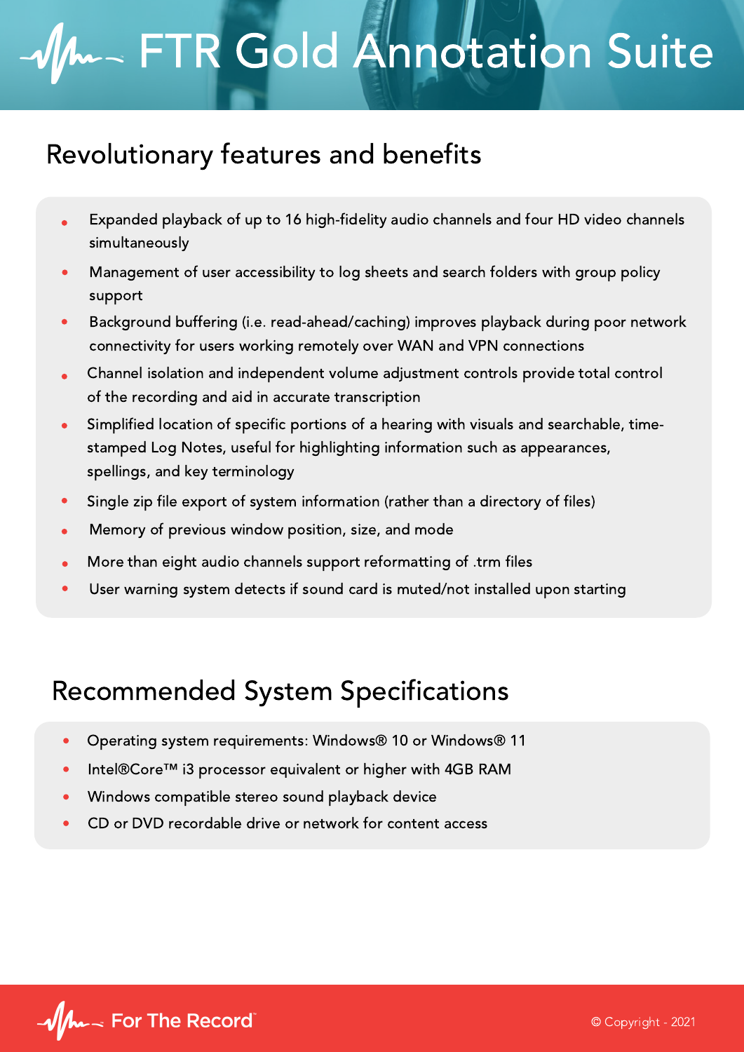# FTR Gold Annotation Suite

## Revolutionary features and benefits

- Expanded playback of up to 16 high-fidelity audio channels and four HD video channels simultaneously
- Management of user accessibility to log sheets and search folders with group policy support
- Background buffering (i.e. read-ahead/caching) improves playback during poor network connectivity for users working remotely over WAN and VPN connections
- Channel isolation and independent volume adjustment controls provide total control of the recording and aid in accurate transcription
- Simplified location of specific portions of a hearing with visuals and searchable, time-stamped Log Notes, useful for highlighting information such as appearances, spellings, and key terminology
- Single zip file export of system information (rather than a directory of files)
- Memory of previous window position, size, and mode
- More than eight audio channels support reformatting of .trm files
- User warning system detects if sound card is muted/not installed upon starting

## Recommended System Specifications

- Operating system requirements: Windows® 10 or Windows® 11
- Intel®Core™ i3 processor equivalent or higher with 4GB RAM
- Windows compatible stereo sound playback device
- CD or DVD recordable drive or network for content access

For The Record™

© Copyright - 2021